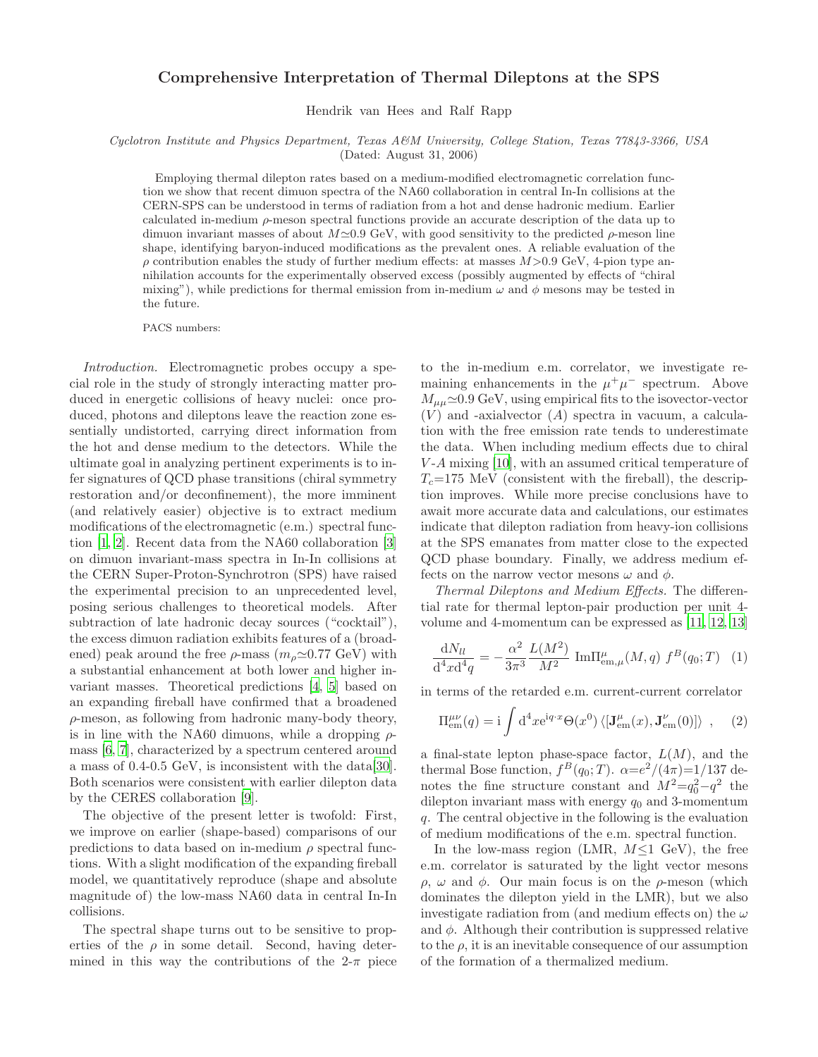# Comprehensive Interpretation of Thermal Dileptons at the SPS

Hendrik van Hees and Ralf Rapp

*Cyclotron Institute and Physics Department, Texas A&M University, College Station, Texas 77843-3366, USA*
(Dated: August 31, 2006)

Employing thermal dilepton rates based on a medium-modified electromagnetic correlation function we show that recent dimuon spectra of the NA60 collaboration in central In-In collisions at the CERN-SPS can be understood in terms of radiation from a hot and dense hadronic medium. Earlier calculated in-medium $\rho$-meson spectral functions provide an accurate description of the data up to dimuon invariant masses of about $M\simeq 0.9$ GeV, with good sensitivity to the predicted $\rho$-meson line shape, identifying baryon-induced modifications as the prevalent ones. A reliable evaluation of the $\rho$ contribution enables the study of further medium effects: at masses $M>0.9$ GeV, 4-pion type annihilation accounts for the experimentally observed excess (possibly augmented by effects of "chiral mixing"), while predictions for thermal emission from in-medium $\omega$ and $\phi$ mesons may be tested in the future.

PACS numbers:

*Introduction.* Electromagnetic probes occupy a special role in the study of strongly interacting matter produced in energetic collisions of heavy nuclei: once produced, photons and dileptons leave the reaction zone essentially undistorted, carrying direct information from the hot and dense medium to the detectors. While the ultimate goal in analyzing pertinent experiments is to infer signatures of QCD phase transitions (chiral symmetry restoration and/or deconfinement), the more imminent (and relatively easier) objective is to extract medium modifications of the electromagnetic (e.m.) spectral function [1, 2]. Recent data from the NA60 collaboration [3] on dimuon invariant-mass spectra in In-In collisions at the CERN Super-Proton-Synchrotron (SPS) have raised the experimental precision to an unprecedented level, posing serious challenges to theoretical models. After subtraction of late hadronic decay sources ("cocktail"), the excess dimuon radiation exhibits features of a (broadened) peak around the free $\rho$-mass ($m_\rho\simeq 0.77$ GeV) with a substantial enhancement at both lower and higher invariant masses. Theoretical predictions [4, 5] based on an expanding fireball have confirmed that a broadened $\rho$-meson, as following from hadronic many-body theory, is in line with the NA60 dimuons, while a dropping $\rho$-mass [6, 7], characterized by a spectrum centered around a mass of 0.4-0.5 GeV, is inconsistent with the data[30]. Both scenarios were consistent with earlier dilepton data by the CERES collaboration [9].

The objective of the present letter is twofold: First, we improve on earlier (shape-based) comparisons of our predictions to data based on in-medium $\rho$ spectral functions. With a slight modification of the expanding fireball model, we quantitatively reproduce (shape and absolute magnitude of) the low-mass NA60 data in central In-In collisions.

The spectral shape turns out to be sensitive to properties of the $\rho$ in some detail. Second, having determined in this way the contributions of the 2-$\pi$ piece to the in-medium e.m. correlator, we investigate remaining enhancements in the $\mu^+\mu^-$ spectrum. Above $M_{\mu\mu}\simeq 0.9$ GeV, using empirical fits to the isovector-vector ($V$) and -axialvector ($A$) spectra in vacuum, a calculation with the free emission rate tends to underestimate the data. When including medium effects due to chiral $V$-$A$ mixing [10], with an assumed critical temperature of $T_c$=175 MeV (consistent with the fireball), the description improves. While more precise conclusions have to await more accurate data and calculations, our estimates indicate that dilepton radiation from heavy-ion collisions at the SPS emanates from matter close to the expected QCD phase boundary. Finally, we address medium effects on the narrow vector mesons $\omega$ and $\phi$.

*Thermal Dileptons and Medium Effects.* The differential rate for thermal lepton-pair production per unit 4-volume and 4-momentum can be expressed as [11, 12, 13]

$$\frac{\mathrm{d}N_{ll}}{\mathrm{d}^4x\mathrm{d}^4q} = -\frac{\alpha^2}{3\pi^3}\frac{L(M^2)}{M^2}\ \mathrm{Im}\Pi^{\mu}_{\mathrm{em},\mu}(M,q)\ f^B(q_0;T) \quad (1)$$

in terms of the retarded e.m. current-current correlator

$$\Pi^{\mu\nu}_{\mathrm{em}}(q) = \mathrm{i}\int \mathrm{d}^4x \mathrm{e}^{\mathrm{i}q\cdot x}\Theta(x^0)\left\langle[\mathbf{J}^{\mu}_{\mathrm{em}}(x),\mathbf{J}^{\nu}_{\mathrm{em}}(0)]\right\rangle \ , \quad (2)$$

a final-state lepton phase-space factor, $L(M)$, and the thermal Bose function, $f^B(q_0;T)$. $\alpha$=$e^2/(4\pi)$=1/137 denotes the fine structure constant and $M^2$=$q_0^2$−$q^2$ the dilepton invariant mass with energy $q_0$ and 3-momentum $q$. The central objective in the following is the evaluation of medium modifications of the e.m. spectral function.

In the low-mass region (LMR, $M\lesssim 1$ GeV), the free e.m. correlator is saturated by the light vector mesons $\rho$, $\omega$ and $\phi$. Our main focus is on the $\rho$-meson (which dominates the dilepton yield in the LMR), but we also investigate radiation from (and medium effects on) the $\omega$ and $\phi$. Although their contribution is suppressed relative to the $\rho$, it is an inevitable consequence of our assumption of the formation of a thermalized medium.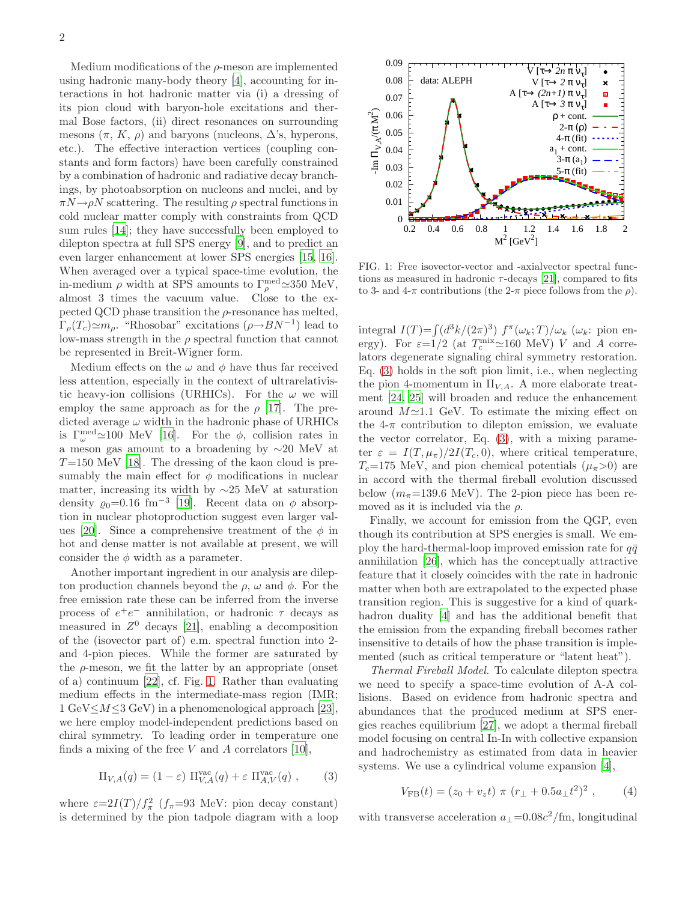Medium modifications of the $\rho$-meson are implemented using hadronic many-body theory [4], accounting for interactions in hot hadronic matter via (i) a dressing of its pion cloud with baryon-hole excitations and thermal Bose factors, (ii) direct resonances on surrounding mesons ($\pi$, $K$, $\rho$) and baryons (nucleons, $\Delta$'s, hyperons, etc.). The effective interaction vertices (coupling constants and form factors) have been carefully constrained by a combination of hadronic and radiative decay branchings, by photoabsorption on nucleons and nuclei, and by $\pi N \to \rho N$ scattering. The resulting $\rho$ spectral functions in cold nuclear matter comply with constraints from QCD sum rules [14]; they have successfully been employed to dilepton spectra at full SPS energy [9], and to predict an even larger enhancement at lower SPS energies [15, 16]. When averaged over a typical space-time evolution, the in-medium $\rho$ width at SPS amounts to $\Gamma_\rho^{\rm med} \simeq 350$ MeV, almost 3 times the vacuum value. Close to the expected QCD phase transition the $\rho$-resonance has melted, $\Gamma_\rho(T_c) \simeq m_\rho$. "Rhosobar" excitations ($\rho \to BN^{-1}$) lead to low-mass strength in the $\rho$ spectral function that cannot be represented in Breit-Wigner form.

Medium effects on the $\omega$ and $\phi$ have thus far received less attention, especially in the context of ultrarelativistic heavy-ion collisions (URHICs). For the $\omega$ we will employ the same approach as for the $\rho$ [17]. The predicted average $\omega$ width in the hadronic phase of URHICs is $\Gamma_\omega^{\rm med} \simeq 100$ MeV [16]. For the $\phi$, collision rates in a meson gas amount to a broadening by $\sim$20 MeV at $T$=150 MeV [18]. The dressing of the kaon cloud is presumably the main effect for $\phi$ modifications in nuclear matter, increasing its width by $\sim$25 MeV at saturation density $\varrho_0$=0.16 fm$^{-3}$ [19]. Recent data on $\phi$ absorption in nuclear photoproduction suggest even larger values [20]. Since a comprehensive treatment of the $\phi$ in hot and dense matter is not available at present, we will consider the $\phi$ width as a parameter.

Another important ingredient in our analysis are dilepton production channels beyond the $\rho$, $\omega$ and $\phi$. For the free emission rate these can be inferred from the inverse process of $e^+e^-$ annihilation, or hadronic $\tau$ decays as measured in $Z^0$ decays [21], enabling a decomposition of the (isovector part of) e.m. spectral function into 2- and 4-pion pieces. While the former are saturated by the $\rho$-meson, we fit the latter by an appropriate (onset of a) continuum [22], cf. Fig. 1. Rather than evaluating medium effects in the intermediate-mass region (IMR; 1 GeV$\leq M \leq$3 GeV) in a phenomenological approach [23], we here employ model-independent predictions based on chiral symmetry. To leading order in temperature one finds a mixing of the free $V$ and $A$ correlators [10],

$$\Pi_{V,A}(q) = (1-\varepsilon)\ \Pi^{\rm vac}_{V,A}(q) + \varepsilon\ \Pi^{\rm vac}_{A,V}(q)\ , \qquad (3)$$

where $\varepsilon$=$2I(T)/f_\pi^2$ ($f_\pi$=93 MeV: pion decay constant) is determined by the pion tadpole diagram with a loop integral $I(T)$=$\int (d^3k/(2\pi)^3)\ f^\pi(\omega_k;T)/\omega_k$ ($\omega_k$: pion energy). For $\varepsilon$=1/2 (at $T_c^{\rm mix} \simeq$160 MeV) $V$ and $A$ correlators degenerate signaling chiral symmetry restoration. Eq. (3) holds in the soft pion limit, i.e., when neglecting the pion 4-momentum in $\Pi_{V,A}$. A more elaborate treatment [24, 25] will broaden and reduce the enhancement around $M \simeq$1.1 GeV. To estimate the mixing effect on the 4-$\pi$ contribution to dilepton emission, we evaluate the vector correlator, Eq. (3), with a mixing parameter $\varepsilon = I(T,\mu_\pi)/2I(T_c,0)$, where critical temperature, $T_c$=175 MeV, and pion chemical potentials ($\mu_\pi$>0) are in accord with the thermal fireball evolution discussed below ($m_\pi$=139.6 MeV). The 2-pion piece has been removed as it is included via the $\rho$.

Finally, we account for emission from the QGP, even though its contribution at SPS energies is small. We employ the hard-thermal-loop improved emission rate for $q\bar{q}$ annihilation [26], which has the conceptually attractive feature that it closely coincides with the rate in hadronic matter when both are extrapolated to the expected phase transition region. This is suggestive for a kind of quark-hadron duality [4] and has the additional benefit that the emission from the expanding fireball becomes rather insensitive to details of how the phase transition is implemented (such as critical temperature or "latent heat").

*Thermal Fireball Model.* To calculate dilepton spectra we need to specify a space-time evolution of A-A collisions. Based on evidence from hadronic spectra and abundances that the produced medium at SPS energies reaches equilibrium [27], we adopt a thermal fireball model focusing on central In-In with collective expansion and hadrochemistry as estimated from data in heavier systems. We use a cylindrical volume expansion [4],

$$V_{\rm FB}(t) = (z_0 + v_z t)\ \pi\ (r_\perp + 0.5 a_\perp t^2)^2\ , \qquad (4)$$

with transverse acceleration $a_\perp$=0.08$c^2$/fm, longitudinal

-Im $\Pi_{V,A}/(\pi M^2)$

$M^2$ [GeV$^2$]

data: ALEPH

V [$\tau \to 2n\,\pi\,\nu_\tau$]
V [$\tau \to 2\,\pi\,\nu_\tau$]
A [$\tau \to (2n+1)\,\pi\,\nu_\tau$]
A [$\tau \to 3\,\pi\,\nu_\tau$]
$\rho$ + cont.
2-$\pi$ ($\rho$)
4-$\pi$ (fit)
$a_1$ + cont.
3-$\pi$ ($a_1$)
5-$\pi$ (fit)

0 0.01 0.02 0.03 0.04 0.05 0.06 0.07 0.08 0.09

0.2 0.4 0.6 0.8 1 1.2 1.4 1.6 1.8 2

FIG. 1: Free isovector-vector and -axialvector spectral functions as measured in hadronic $\tau$-decays [21], compared to fits to 3- and 4-$\pi$ contributions (the 2-$\pi$ piece follows from the $\rho$).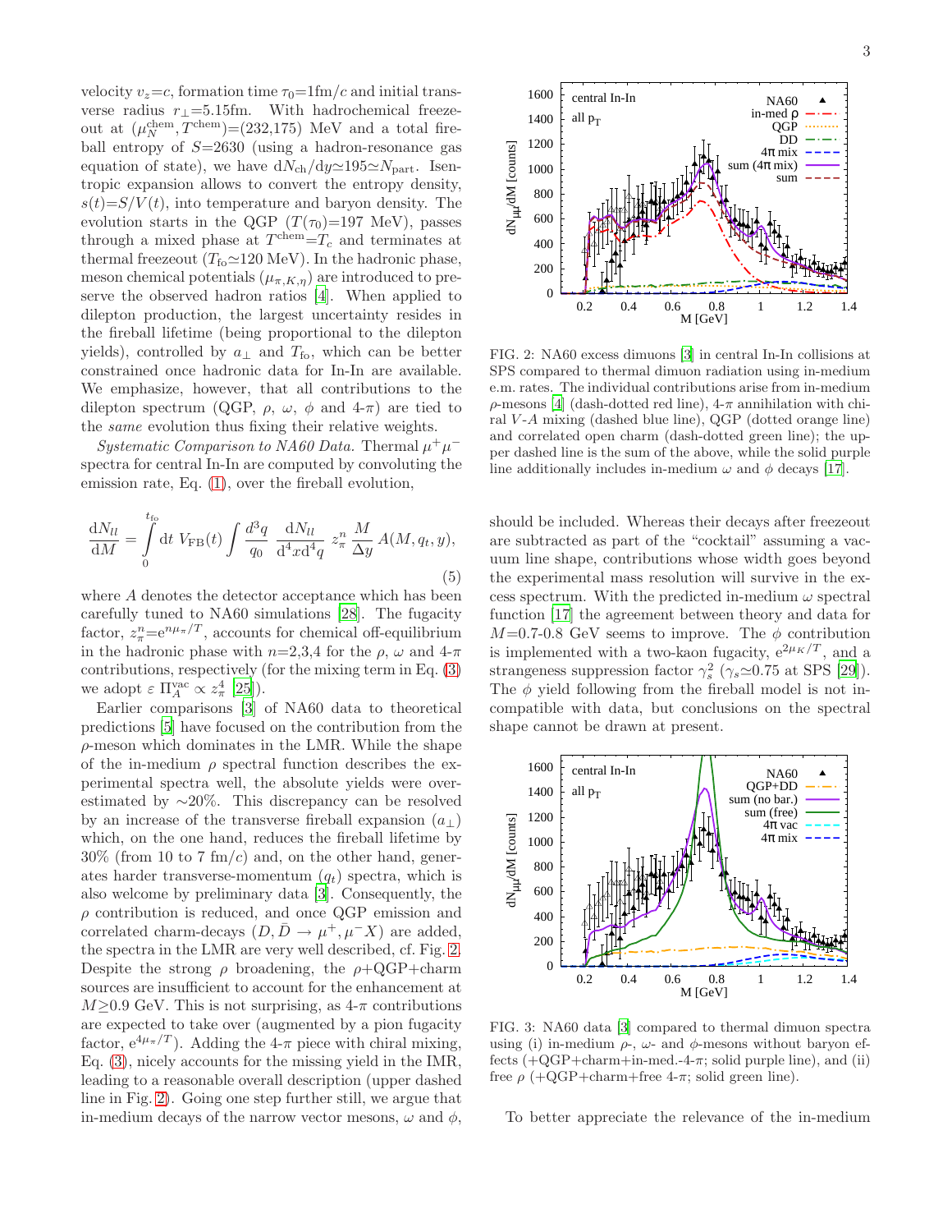velocity $v_z=c$, formation time $\tau_0=1\text{fm}/c$ and initial transverse radius $r_\perp=5.15$fm. With hadrochemical freezeout at $(\mu_N^{\rm chem}, T^{\rm chem})=(232,175)$ MeV and a total fireball entropy of $S=2630$ (using a hadron-resonance gas equation of state), we have $dN_{\rm ch}/dy\simeq195\simeq N_{\rm part}$. Isentropic expansion allows to convert the entropy density, $s(t)=S/V(t)$, into temperature and baryon density. The evolution starts in the QGP ($T(\tau_0)=197$ MeV), passes through a mixed phase at $T^{\rm chem}=T_c$ and terminates at thermal freezeout ($T_{\rm fo}\simeq120$ MeV). In the hadronic phase, meson chemical potentials ($\mu_{\pi,K,\eta}$) are introduced to preserve the observed hadron ratios [4]. When applied to dilepton production, the largest uncertainty resides in the fireball lifetime (being proportional to the dilepton yields), controlled by $a_\perp$ and $T_{\rm fo}$, which can be better constrained once hadronic data for In-In are available. We emphasize, however, that all contributions to the dilepton spectrum (QGP, $\rho$, $\omega$, $\phi$ and 4-$\pi$) are tied to the *same* evolution thus fixing their relative weights.

*Systematic Comparison to NA60 Data.* Thermal $\mu^+\mu^-$ spectra for central In-In are computed by convoluting the emission rate, Eq. (1), over the fireball evolution,

$$\frac{dN_{ll}}{dM} = \int\limits_0^{t_{\rm fo}} dt\; V_{\rm FB}(t) \int \frac{d^3q}{q_0}\; \frac{dN_{ll}}{d^4x d^4q}\; z_\pi^n\; \frac{M}{\Delta y}\; A(M,q_t,y), \tag{5}$$

where $A$ denotes the detector acceptance which has been carefully tuned to NA60 simulations [28]. The fugacity factor, $z_\pi^n=e^{n\mu_\pi/T}$, accounts for chemical off-equilibrium in the hadronic phase with $n$=2,3,4 for the $\rho$, $\omega$ and 4-$\pi$ contributions, respectively (for the mixing term in Eq. (3) we adopt $\varepsilon\;\Pi_A^{\rm vac}\propto z_\pi^4$ [25]).

Earlier comparisons [3] of NA60 data to theoretical predictions [5] have focused on the contribution from the $\rho$-meson which dominates in the LMR. While the shape of the in-medium $\rho$ spectral function describes the experimental spectra well, the absolute yields were overestimated by ∼20%. This discrepancy can be resolved by an increase of the transverse fireball expansion ($a_\perp$) which, on the one hand, reduces the fireball lifetime by 30% (from 10 to 7 fm/$c$) and, on the other hand, generates harder transverse-momentum ($q_t$) spectra, which is also welcome by preliminary data [3]. Consequently, the $\rho$ contribution is reduced, and once QGP emission and correlated charm-decays ($D,\bar{D}\to\mu^+,\mu^-X$) are added, the spectra in the LMR are very well described, cf. Fig. 2. Despite the strong $\rho$ broadening, the $\rho$+QGP+charm sources are insufficient to account for the enhancement at $M\geq0.9$ GeV. This is not surprising, as 4-$\pi$ contributions are expected to take over (augmented by a pion fugacity factor, $e^{4\mu_\pi/T}$). Adding the 4-$\pi$ piece with chiral mixing, Eq. (3), nicely accounts for the missing yield in the IMR, leading to a reasonable overall description (upper dashed line in Fig. 2). Going one step further still, we argue that in-medium decays of the narrow vector mesons, $\omega$ and $\phi$, should be included. Whereas their decays after freezeout are subtracted as part of the "cocktail" assuming a vacuum line shape, contributions whose width goes beyond the experimental mass resolution will survive in the excess spectrum. With the predicted in-medium $\omega$ spectral function [17] the agreement between theory and data for $M$=0.7-0.8 GeV seems to improve. The $\phi$ contribution is implemented with a two-kaon fugacity, $e^{2\mu_K/T}$, and a strangeness suppression factor $\gamma_s^2$ ($\gamma_s\simeq0.75$ at SPS [29]). The $\phi$ yield following from the fireball model is not incompatible with data, but conclusions on the spectral shape cannot be drawn at present.

central In-In
all $p_T$
NA60
in-med ρ
QGP
DD
4π mix
sum (4π mix)
sum
dN$_{\mu\mu}$/dM [counts]
M [GeV]

FIG. 2: NA60 excess dimuons [3] in central In-In collisions at SPS compared to thermal dimuon radiation using in-medium e.m. rates. The individual contributions arise from in-medium $\rho$-mesons [4] (dash-dotted red line), 4-$\pi$ annihilation with chiral $V$-$A$ mixing (dashed blue line), QGP (dotted orange line) and correlated open charm (dash-dotted green line); the upper dashed line is the sum of the above, while the solid purple line additionally includes in-medium $\omega$ and $\phi$ decays [17].

central In-In
all $p_T$
NA60
QGP+DD
sum (no bar.)
sum (free)
4π vac
4π mix
dN$_{\mu\mu}$/dM [counts]
M [GeV]

FIG. 3: NA60 data [3] compared to thermal dimuon spectra using (i) in-medium $\rho$-, $\omega$- and $\phi$-mesons without baryon effects (+QGP+charm+in-med.-4-$\pi$; solid purple line), and (ii) free $\rho$ (+QGP+charm+free 4-$\pi$; solid green line).

To better appreciate the relevance of the in-medium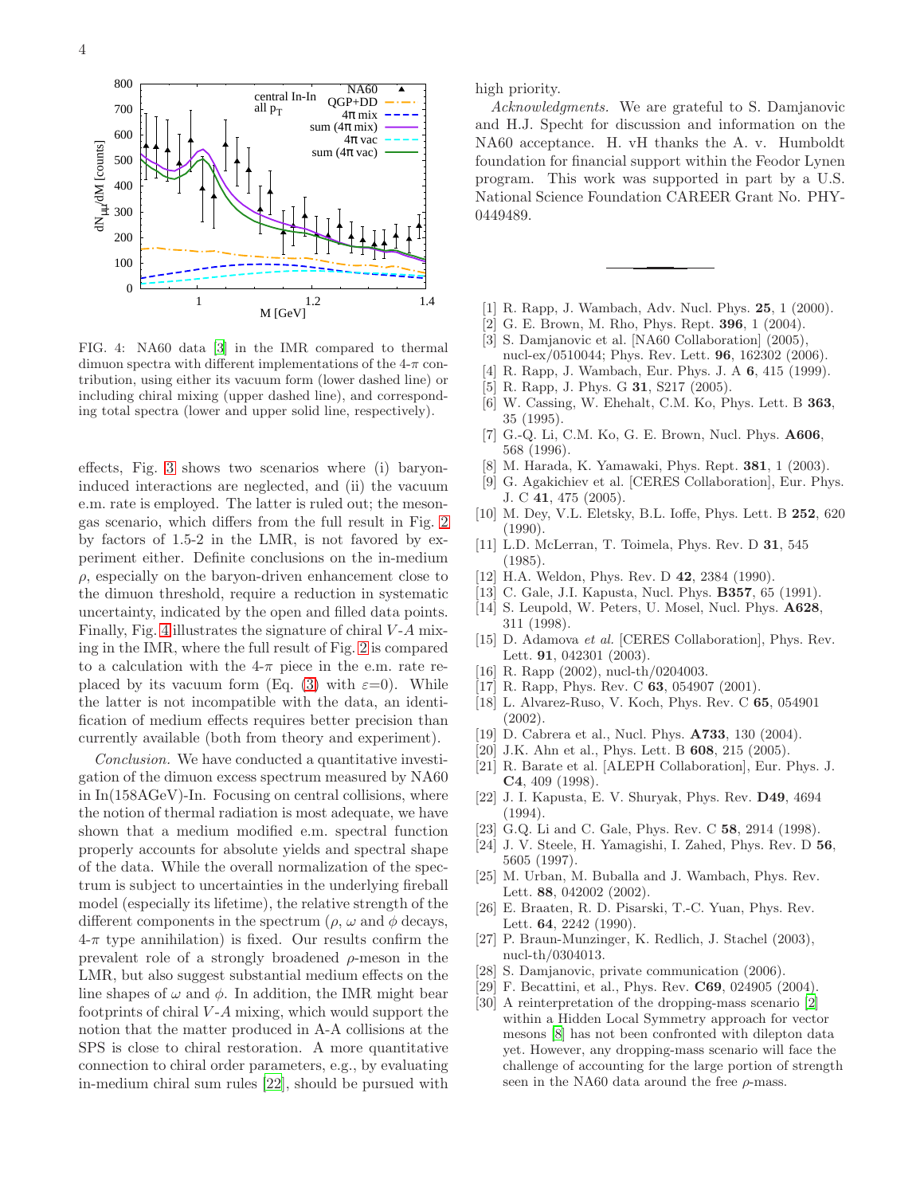800
700
600
500
400
300
200
100
0

central In-In
all $p_T$

NA60
QGP+DD
4π mix
sum (4π mix)
4π vac
sum (4π vac)

$dN_{\mu\mu}/dM$ [counts]

1
1.2
1.4
M [GeV]

FIG. 4: NA60 data [3] in the IMR compared to thermal dimuon spectra with different implementations of the 4-$\pi$ contribution, using either its vacuum form (lower dashed line) or including chiral mixing (upper dashed line), and corresponding total spectra (lower and upper solid line, respectively).

effects, Fig. 3 shows two scenarios where (i) baryon-induced interactions are neglected, and (ii) the vacuum e.m. rate is employed. The latter is ruled out; the meson-gas scenario, which differs from the full result in Fig. 2 by factors of 1.5-2 in the LMR, is not favored by experiment either. Definite conclusions on the in-medium $\rho$, especially on the baryon-driven enhancement close to the dimuon threshold, require a reduction in systematic uncertainty, indicated by the open and filled data points. Finally, Fig. 4 illustrates the signature of chiral $V$-$A$ mixing in the IMR, where the full result of Fig. 2 is compared to a calculation with the 4-$\pi$ piece in the e.m. rate replaced by its vacuum form (Eq. (3) with $\varepsilon$=0). While the latter is not incompatible with the data, an identification of medium effects requires better precision than currently available (both from theory and experiment).

*Conclusion.* We have conducted a quantitative investigation of the dimuon excess spectrum measured by NA60 in In(158AGeV)-In. Focusing on central collisions, where the notion of thermal radiation is most adequate, we have shown that a medium modified e.m. spectral function properly accounts for absolute yields and spectral shape of the data. While the overall normalization of the spectrum is subject to uncertainties in the underlying fireball model (especially its lifetime), the relative strength of the different components in the spectrum ($\rho$, $\omega$ and $\phi$ decays, 4-$\pi$ type annihilation) is fixed. Our results confirm the prevalent role of a strongly broadened $\rho$-meson in the LMR, but also suggest substantial medium effects on the line shapes of $\omega$ and $\phi$. In addition, the IMR might bear footprints of chiral $V$-$A$ mixing, which would support the notion that the matter produced in A-A collisions at the SPS is close to chiral restoration. A more quantitative connection to chiral order parameters, e.g., by evaluating in-medium chiral sum rules [22], should be pursued with high priority.

*Acknowledgments.* We are grateful to S. Damjanovic and H.J. Specht for discussion and information on the NA60 acceptance. H. vH thanks the A. v. Humboldt foundation for financial support within the Feodor Lynen program. This work was supported in part by a U.S. National Science Foundation CAREER Grant No. PHY-0449489.

---

[1] R. Rapp, J. Wambach, Adv. Nucl. Phys. **25**, 1 (2000).
[2] G. E. Brown, M. Rho, Phys. Rept. **396**, 1 (2004).
[3] S. Damjanovic et al. [NA60 Collaboration] (2005), nucl-ex/0510044; Phys. Rev. Lett. **96**, 162302 (2006).
[4] R. Rapp, J. Wambach, Eur. Phys. J. A **6**, 415 (1999).
[5] R. Rapp, J. Phys. G **31**, S217 (2005).
[6] W. Cassing, W. Ehehalt, C.M. Ko, Phys. Lett. B **363**, 35 (1995).
[7] G.-Q. Li, C.M. Ko, G. E. Brown, Nucl. Phys. **A606**, 568 (1996).
[8] M. Harada, K. Yamawaki, Phys. Rept. **381**, 1 (2003).
[9] G. Agakichiev et al. [CERES Collaboration], Eur. Phys. J. C **41**, 475 (2005).
[10] M. Dey, V.L. Eletsky, B.L. Ioffe, Phys. Lett. B **252**, 620 (1990).
[11] L.D. McLerran, T. Toimela, Phys. Rev. D **31**, 545 (1985).
[12] H.A. Weldon, Phys. Rev. D **42**, 2384 (1990).
[13] C. Gale, J.I. Kapusta, Nucl. Phys. **B357**, 65 (1991).
[14] S. Leupold, W. Peters, U. Mosel, Nucl. Phys. **A628**, 311 (1998).
[15] D. Adamova *et al.* [CERES Collaboration], Phys. Rev. Lett. **91**, 042301 (2003).
[16] R. Rapp (2002), nucl-th/0204003.
[17] R. Rapp, Phys. Rev. C **63**, 054907 (2001).
[18] L. Alvarez-Ruso, V. Koch, Phys. Rev. C **65**, 054901 (2002).
[19] D. Cabrera et al., Nucl. Phys. **A733**, 130 (2004).
[20] J.K. Ahn et al., Phys. Lett. B **608**, 215 (2005).
[21] R. Barate et al. [ALEPH Collaboration], Eur. Phys. J. **C4**, 409 (1998).
[22] J. I. Kapusta, E. V. Shuryak, Phys. Rev. **D49**, 4694 (1994).
[23] G.Q. Li and C. Gale, Phys. Rev. C **58**, 2914 (1998).
[24] J. V. Steele, H. Yamagishi, I. Zahed, Phys. Rev. D **56**, 5605 (1997).
[25] M. Urban, M. Buballa and J. Wambach, Phys. Rev. Lett. **88**, 042002 (2002).
[26] E. Braaten, R. D. Pisarski, T.-C. Yuan, Phys. Rev. Lett. **64**, 2242 (1990).
[27] P. Braun-Munzinger, K. Redlich, J. Stachel (2003), nucl-th/0304013.
[28] S. Damjanovic, private communication (2006).
[29] F. Becattini, et al., Phys. Rev. **C69**, 024905 (2004).
[30] A reinterpretation of the dropping-mass scenario [2] within a Hidden Local Symmetry approach for vector mesons [8] has not been confronted with dilepton data yet. However, any dropping-mass scenario will face the challenge of accounting for the large portion of strength seen in the NA60 data around the free $\rho$-mass.